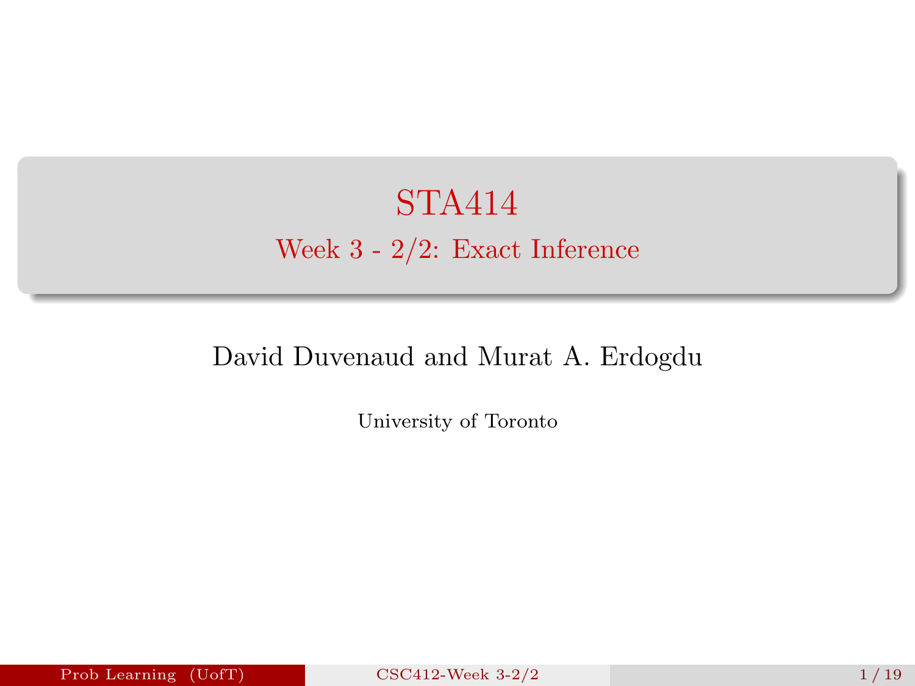# STA414

## Week 3 - 2/2: Exact Inference

David Duvenaud and Murat A. Erdogdu

University of Toronto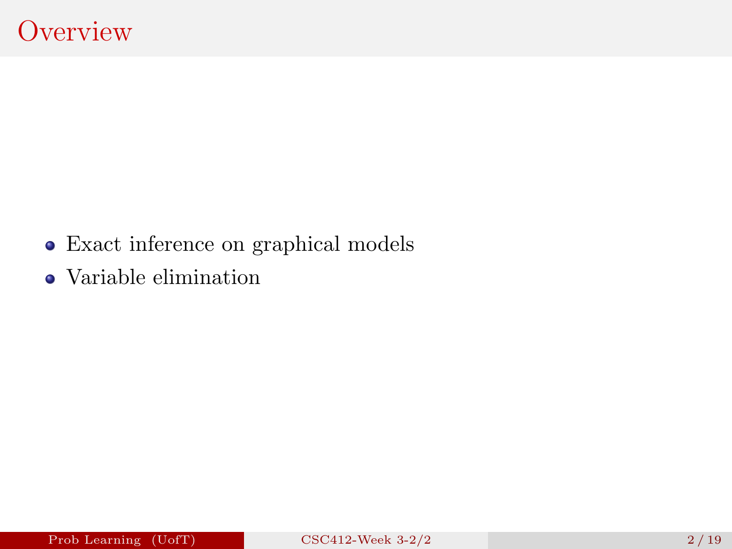# Overview

- Exact inference on graphical models
- Variable elimination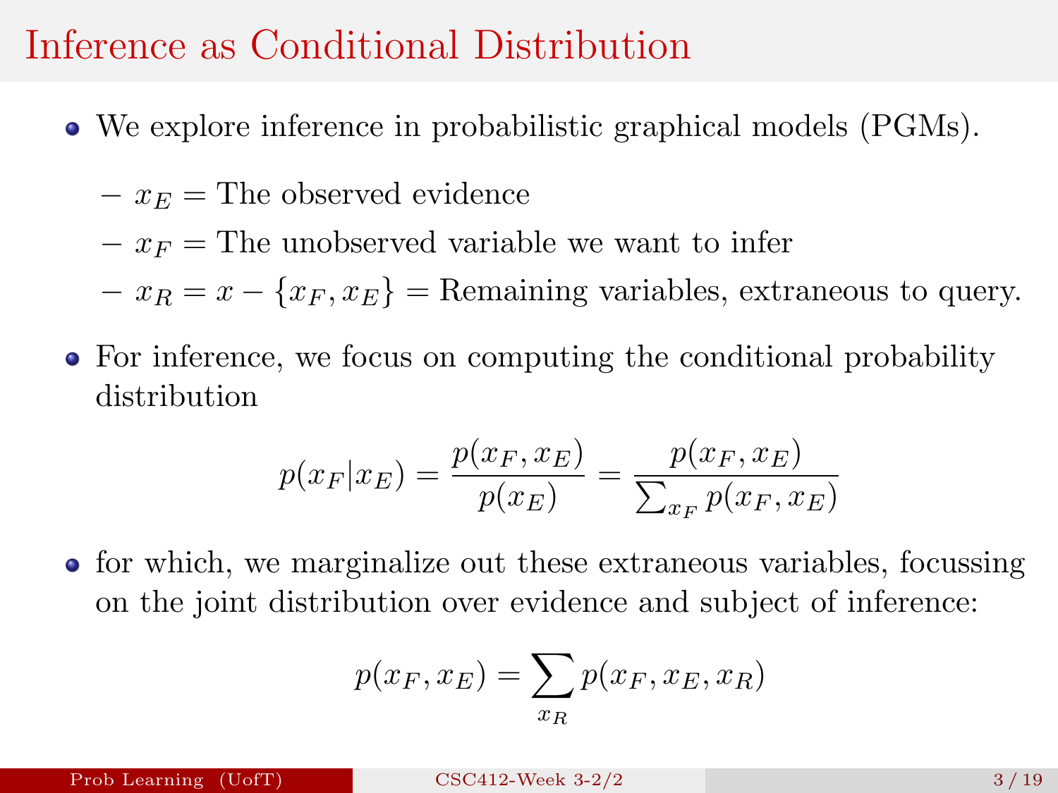# Inference as Conditional Distribution

- We explore inference in probabilistic graphical models (PGMs).
  - $x_E$ = The observed evidence
  - $x_F$ = The unobserved variable we want to infer
  - $x_R = x - \{x_F, x_E\}$ = Remaining variables, extraneous to query.
- For inference, we focus on computing the conditional probability distribution

$$p(x_F|x_E) = \frac{p(x_F, x_E)}{p(x_E)} = \frac{p(x_F, x_E)}{\sum_{x_F} p(x_F, x_E)}$$

- for which, we marginalize out these extraneous variables, focussing on the joint distribution over evidence and subject of inference:

$$p(x_F, x_E) = \sum_{x_R} p(x_F, x_E, x_R)$$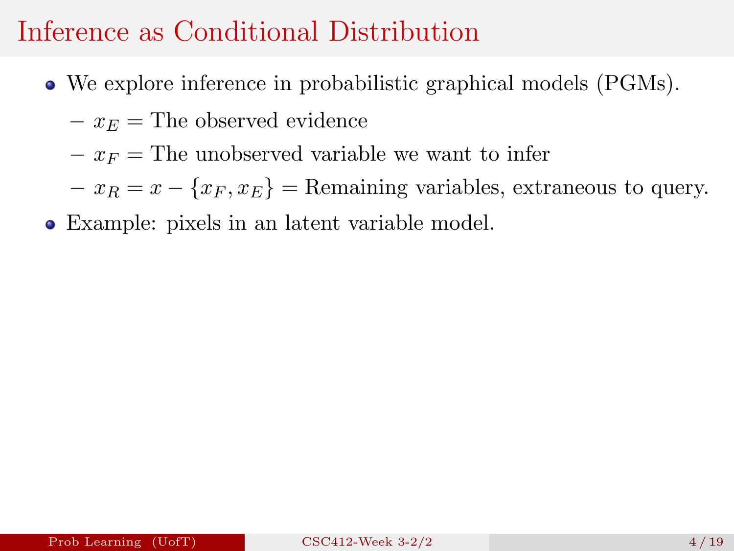# Inference as Conditional Distribution

- We explore inference in probabilistic graphical models (PGMs).
  - $x_E =$ The observed evidence
  - $x_F =$ The unobserved variable we want to infer
  - $x_R = x - \{x_F, x_E\} =$ Remaining variables, extraneous to query.
- Example: pixels in an latent variable model.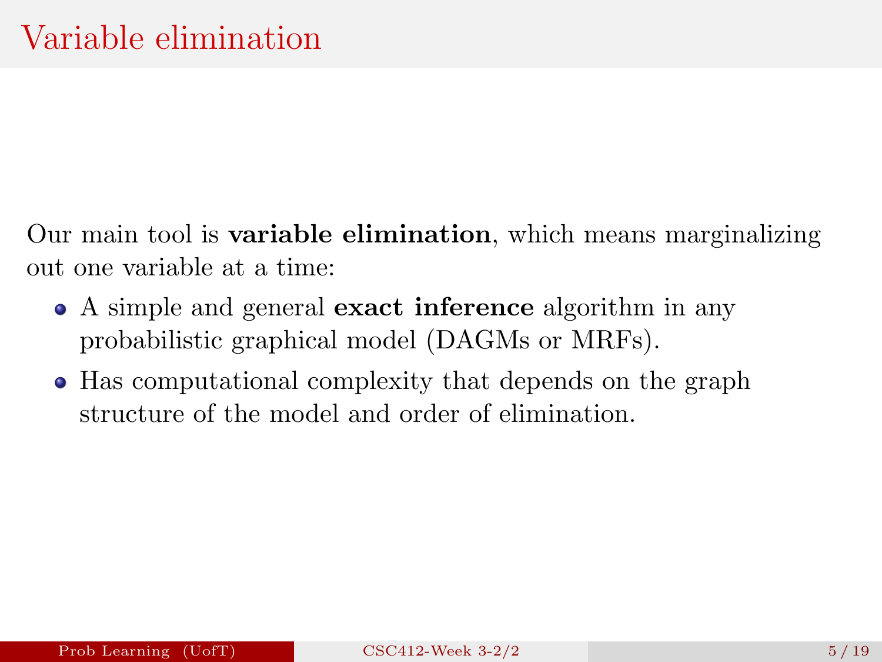# Variable elimination

Our main tool is **variable elimination**, which means marginalizing out one variable at a time:

- A simple and general **exact inference** algorithm in any probabilistic graphical model (DAGMs or MRFs).
- Has computational complexity that depends on the graph structure of the model and order of elimination.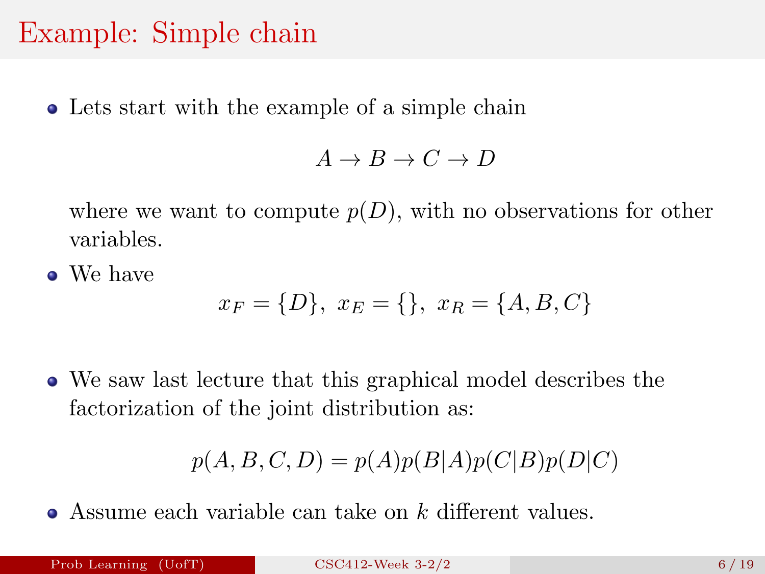# Example: Simple chain

- Lets start with the example of a simple chain

$$A \to B \to C \to D$$

  where we want to compute $p(D)$, with no observations for other variables.

- We have

$$x_F = \{D\},\ x_E = \{\},\ x_R = \{A, B, C\}$$

- We saw last lecture that this graphical model describes the factorization of the joint distribution as:

$$p(A, B, C, D) = p(A)p(B|A)p(C|B)p(D|C)$$

- Assume each variable can take on $k$ different values.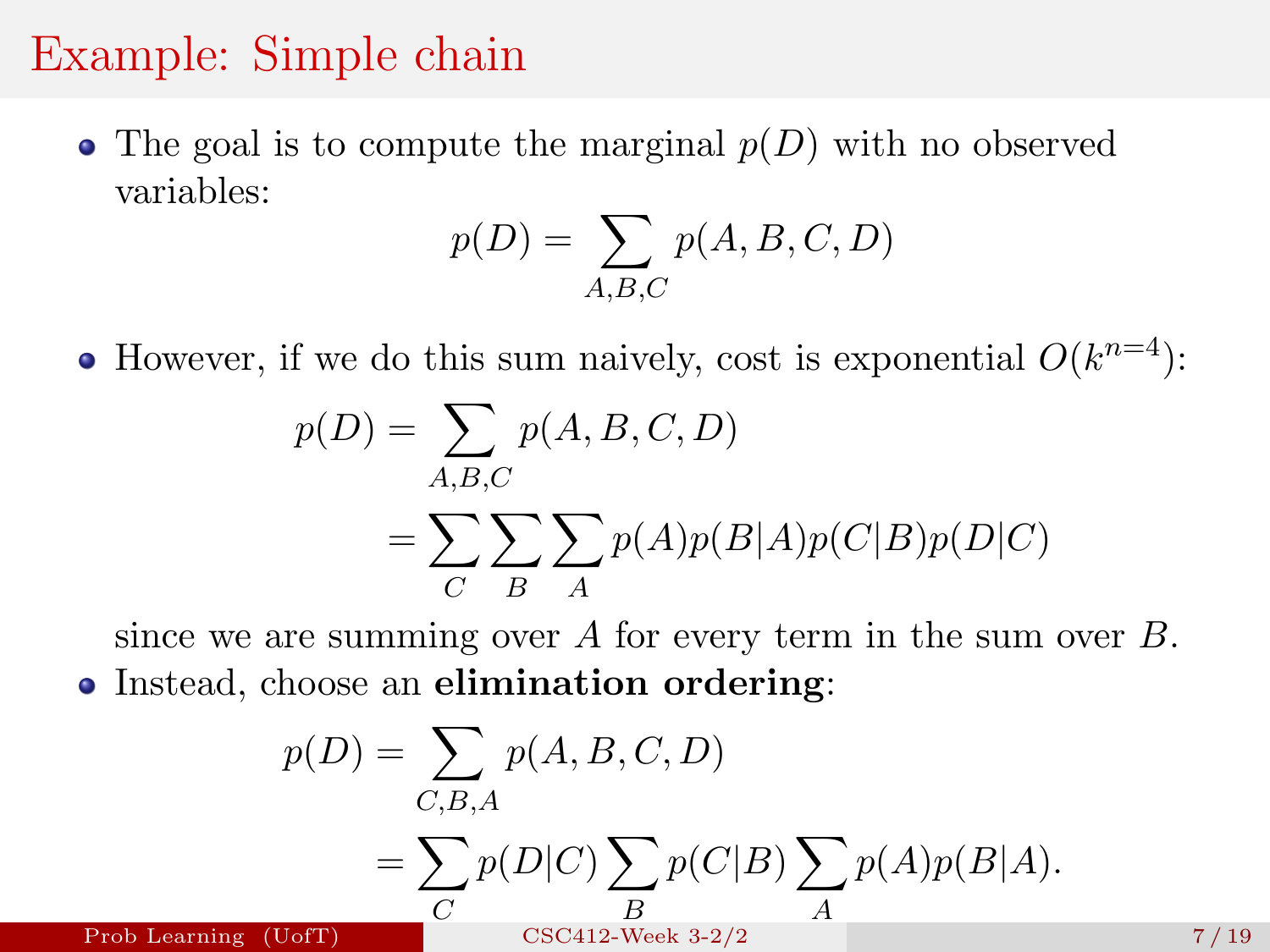# Example: Simple chain

- The goal is to compute the marginal $p(D)$ with no observed variables:

$$p(D) = \sum_{A,B,C} p(A, B, C, D)$$

- However, if we do this sum naively, cost is exponential $O(k^{n=4})$:

$$\begin{aligned} p(D) &= \sum_{A,B,C} p(A, B, C, D) \\ &= \sum_{C} \sum_{B} \sum_{A} p(A)p(B|A)p(C|B)p(D|C) \end{aligned}$$

  since we are summing over $A$ for every term in the sum over $B$.

- Instead, choose an **elimination ordering**:

$$\begin{aligned} p(D) &= \sum_{C,B,A} p(A, B, C, D) \\ &= \sum_{C} p(D|C) \sum_{B} p(C|B) \sum_{A} p(A)p(B|A). \end{aligned}$$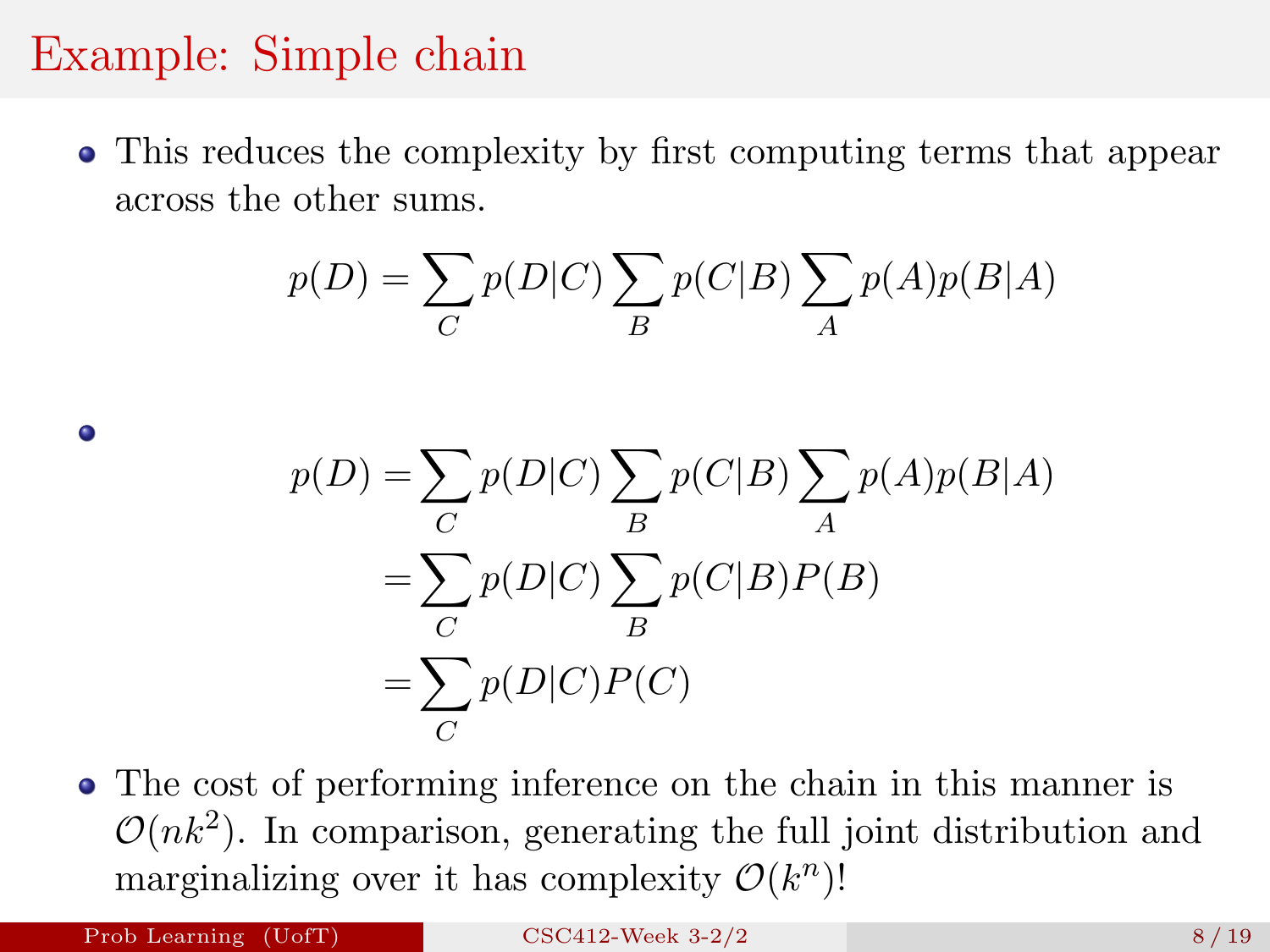# Example: Simple chain

- This reduces the complexity by first computing terms that appear across the other sums.

$$p(D) = \sum_C p(D|C) \sum_B p(C|B) \sum_A p(A)p(B|A)$$

- $$\begin{aligned} p(D) &= \sum_C p(D|C) \sum_B p(C|B) \sum_A p(A)p(B|A) \\ &= \sum_C p(D|C) \sum_B p(C|B)P(B) \\ &= \sum_C p(D|C)P(C) \end{aligned}$$

- The cost of performing inference on the chain in this manner is $\mathcal{O}(nk^2)$. In comparison, generating the full joint distribution and marginalizing over it has complexity $\mathcal{O}(k^n)$!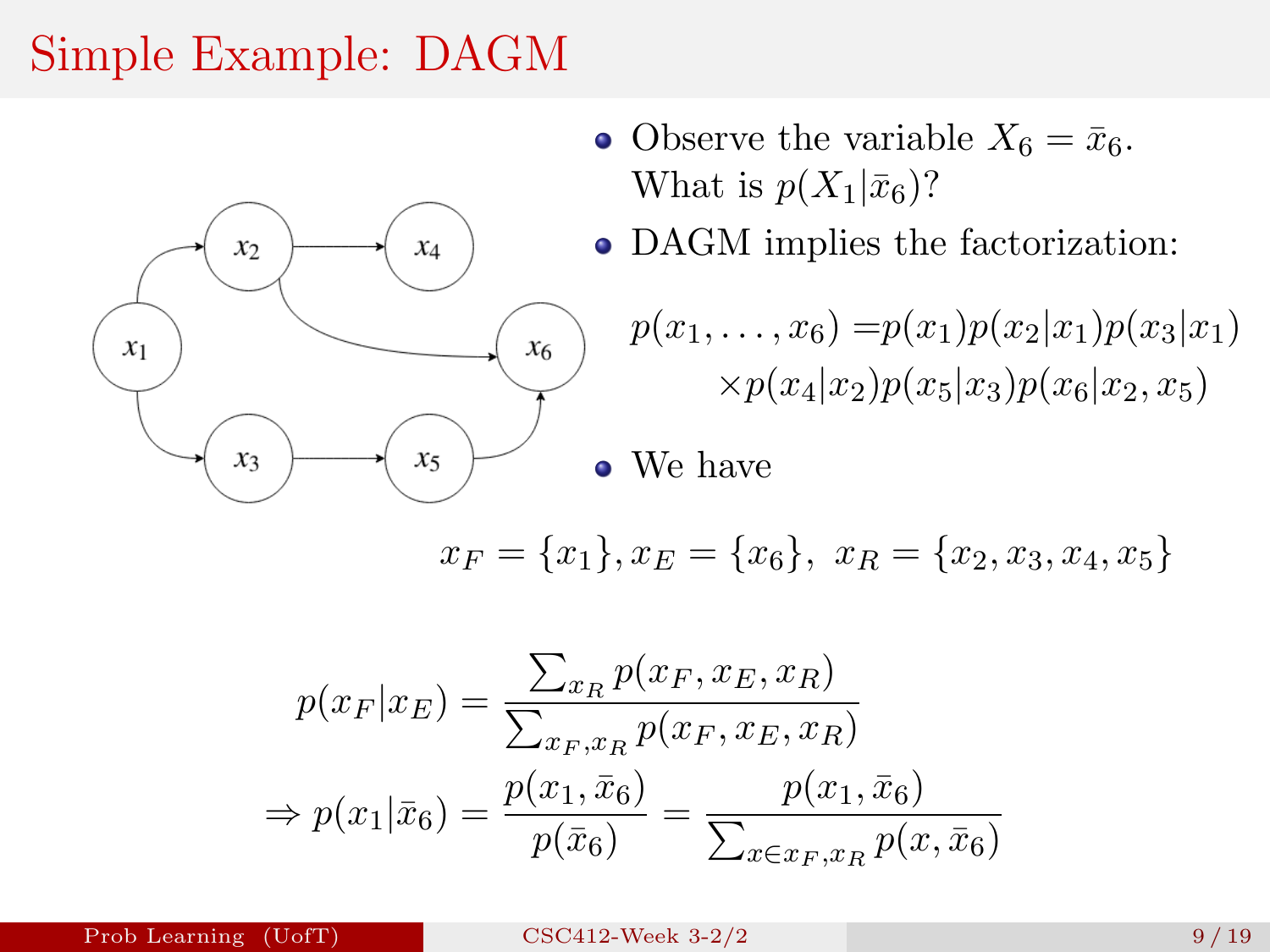# Simple Example: DAGM

- Observe the variable $X_6 = \bar{x}_6$. What is $p(X_1|\bar{x}_6)$?
- DAGM implies the factorization:

$$p(x_1, \ldots, x_6) = p(x_1)p(x_2|x_1)p(x_3|x_1) \times p(x_4|x_2)p(x_5|x_3)p(x_6|x_2, x_5)$$

- We have

$$x_F = \{x_1\}, x_E = \{x_6\},\ x_R = \{x_2, x_3, x_4, x_5\}$$

$$p(x_F|x_E) = \frac{\sum_{x_R} p(x_F, x_E, x_R)}{\sum_{x_F, x_R} p(x_F, x_E, x_R)}$$

$$\Rightarrow p(x_1|\bar{x}_6) = \frac{p(x_1, \bar{x}_6)}{p(\bar{x}_6)} = \frac{p(x_1, \bar{x}_6)}{\sum_{x \in x_F, x_R} p(x, \bar{x}_6)}$$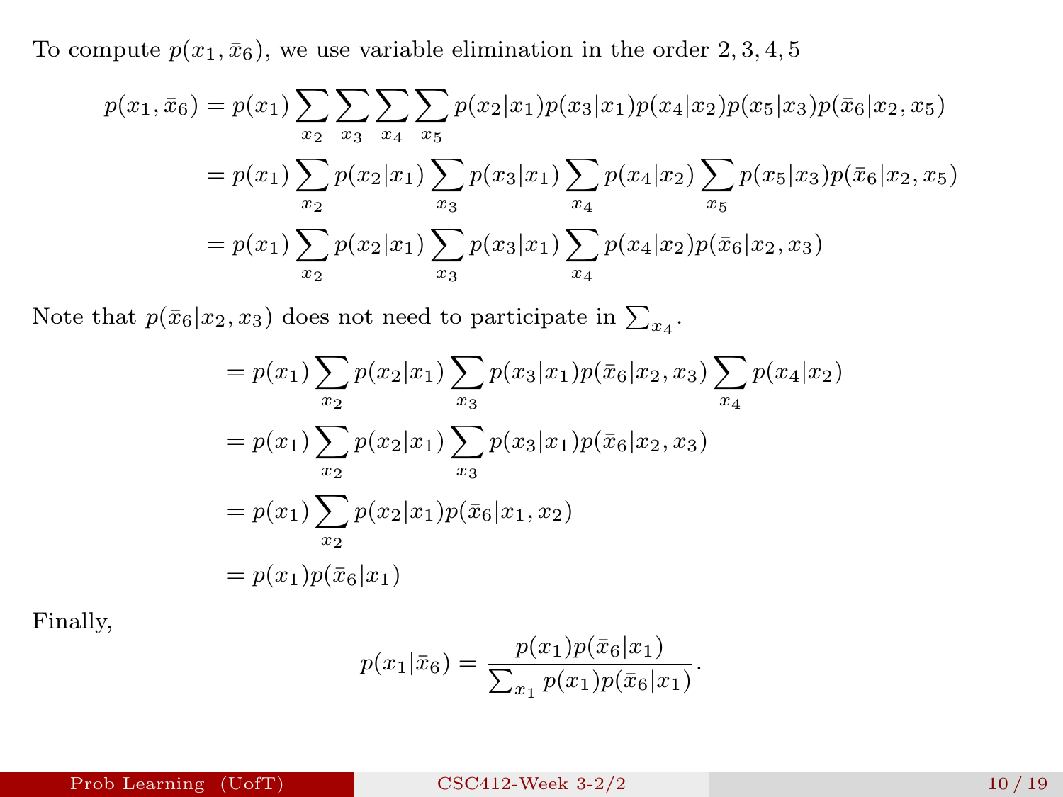To compute $p(x_1, \bar{x}_6)$, we use variable elimination in the order $2, 3, 4, 5$

$$
\begin{aligned}
p(x_1, \bar{x}_6) &= p(x_1) \sum_{x_2} \sum_{x_3} \sum_{x_4} \sum_{x_5} p(x_2|x_1) p(x_3|x_1) p(x_4|x_2) p(x_5|x_3) p(\bar{x}_6|x_2, x_5) \\
&= p(x_1) \sum_{x_2} p(x_2|x_1) \sum_{x_3} p(x_3|x_1) \sum_{x_4} p(x_4|x_2) \sum_{x_5} p(x_5|x_3) p(\bar{x}_6|x_2, x_5) \\
&= p(x_1) \sum_{x_2} p(x_2|x_1) \sum_{x_3} p(x_3|x_1) \sum_{x_4} p(x_4|x_2) p(\bar{x}_6|x_2, x_3)
\end{aligned}
$$

Note that $p(\bar{x}_6|x_2, x_3)$ does not need to participate in $\sum_{x_4}$.

$$
\begin{aligned}
&= p(x_1) \sum_{x_2} p(x_2|x_1) \sum_{x_3} p(x_3|x_1) p(\bar{x}_6|x_2, x_3) \sum_{x_4} p(x_4|x_2) \\
&= p(x_1) \sum_{x_2} p(x_2|x_1) \sum_{x_3} p(x_3|x_1) p(\bar{x}_6|x_2, x_3) \\
&= p(x_1) \sum_{x_2} p(x_2|x_1) p(\bar{x}_6|x_1, x_2) \\
&= p(x_1) p(\bar{x}_6|x_1)
\end{aligned}
$$

Finally,

$$
p(x_1|\bar{x}_6) = \frac{p(x_1) p(\bar{x}_6|x_1)}{\sum_{x_1} p(x_1) p(\bar{x}_6|x_1)}.
$$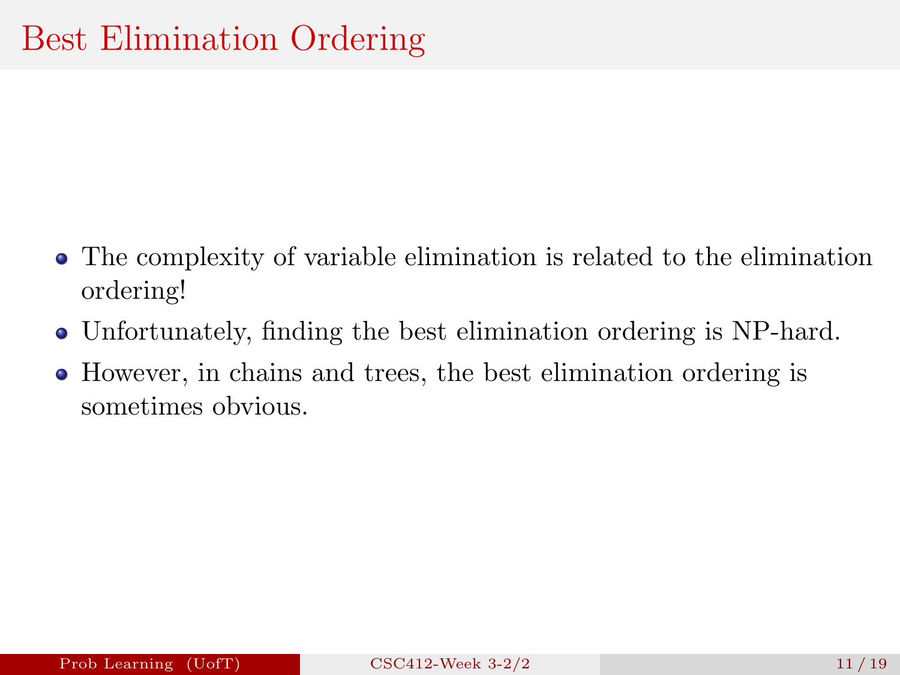# Best Elimination Ordering

- The complexity of variable elimination is related to the elimination ordering!
- Unfortunately, finding the best elimination ordering is NP-hard.
- However, in chains and trees, the best elimination ordering is sometimes obvious.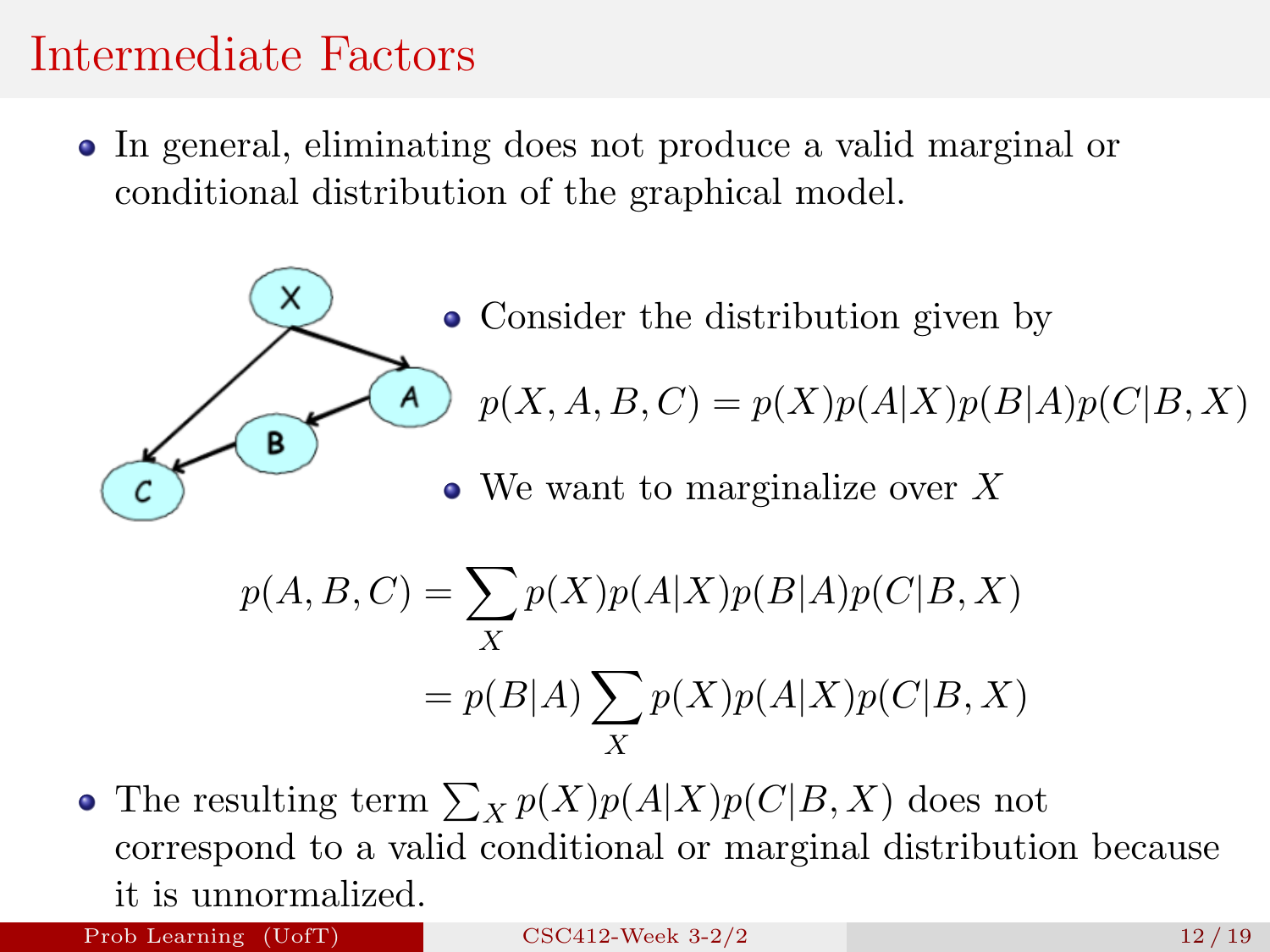# Intermediate Factors

- In general, eliminating does not produce a valid marginal or conditional distribution of the graphical model.

- Consider the distribution given by

$$p(X, A, B, C) = p(X)p(A|X)p(B|A)p(C|B, X)$$

- We want to marginalize over $X$

$$
\begin{aligned}
p(A, B, C) &= \sum_X p(X)p(A|X)p(B|A)p(C|B, X) \\
&= p(B|A) \sum_X p(X)p(A|X)p(C|B, X)
\end{aligned}
$$

- The resulting term $\sum_X p(X)p(A|X)p(C|B, X)$ does not correspond to a valid conditional or marginal distribution because it is unnormalized.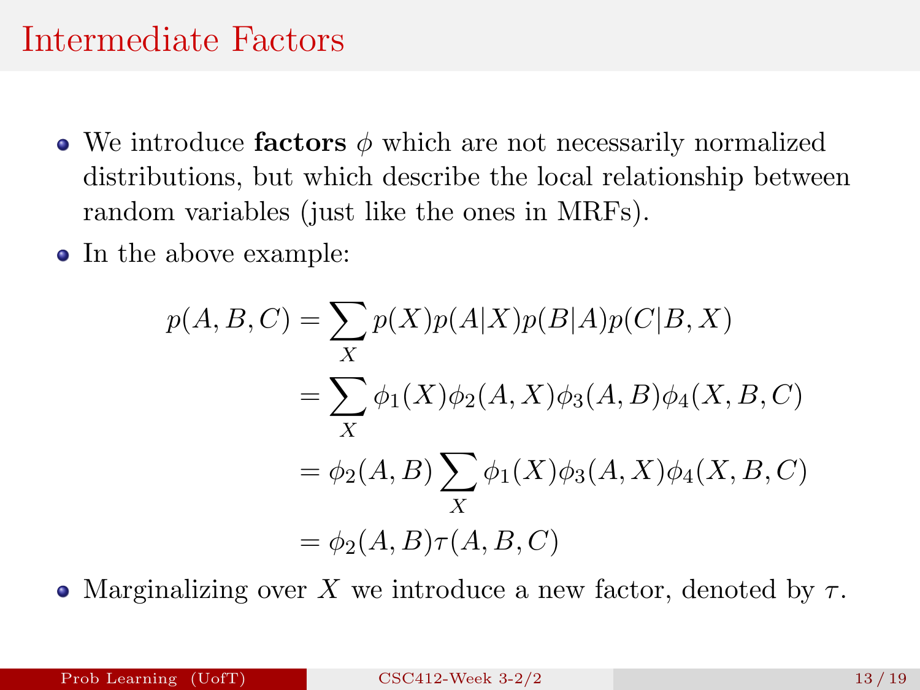# Intermediate Factors

- We introduce **factors** $\phi$ which are not necessarily normalized distributions, but which describe the local relationship between random variables (just like the ones in MRFs).
- In the above example:

$$
\begin{aligned}
p(A, B, C) &= \sum_X p(X)p(A|X)p(B|A)p(C|B, X) \\
&= \sum_X \phi_1(X)\phi_2(A, X)\phi_3(A, B)\phi_4(X, B, C) \\
&= \phi_2(A, B) \sum_X \phi_1(X)\phi_3(A, X)\phi_4(X, B, C) \\
&= \phi_2(A, B)\tau(A, B, C)
\end{aligned}
$$

- Marginalizing over $X$ we introduce a new factor, denoted by $\tau$.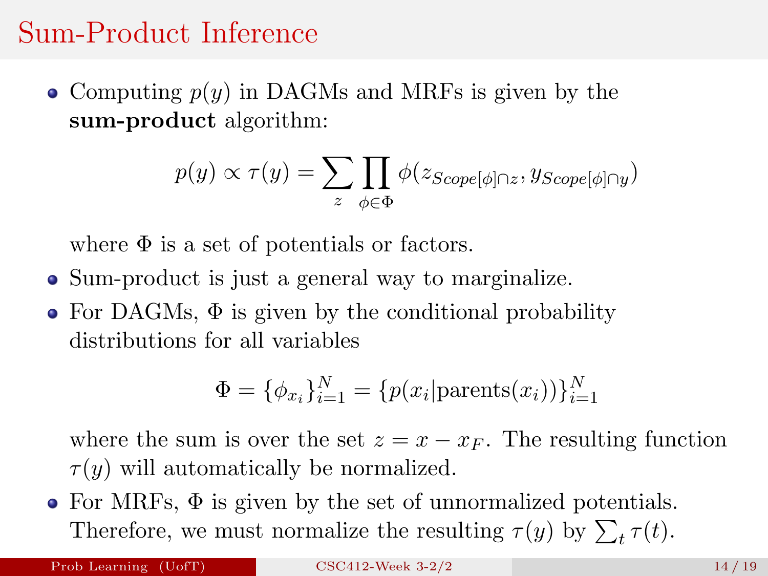# Sum-Product Inference

- Computing $p(y)$ in DAGMs and MRFs is given by the **sum-product** algorithm:

$$p(y) \propto \tau(y) = \sum_{z} \prod_{\phi \in \Phi} \phi(z_{Scope[\phi] \cap z}, y_{Scope[\phi] \cap y})$$

  where $\Phi$ is a set of potentials or factors.

- Sum-product is just a general way to marginalize.
- For DAGMs, $\Phi$ is given by the conditional probability distributions for all variables

$$\Phi = \{\phi_{x_i}\}_{i=1}^{N} = \{p(x_i | \text{parents}(x_i))\}_{i=1}^{N}$$

  where the sum is over the set $z = x - x_F$. The resulting function $\tau(y)$ will automatically be normalized.

- For MRFs, $\Phi$ is given by the set of unnormalized potentials. Therefore, we must normalize the resulting $\tau(y)$ by $\sum_t \tau(t)$.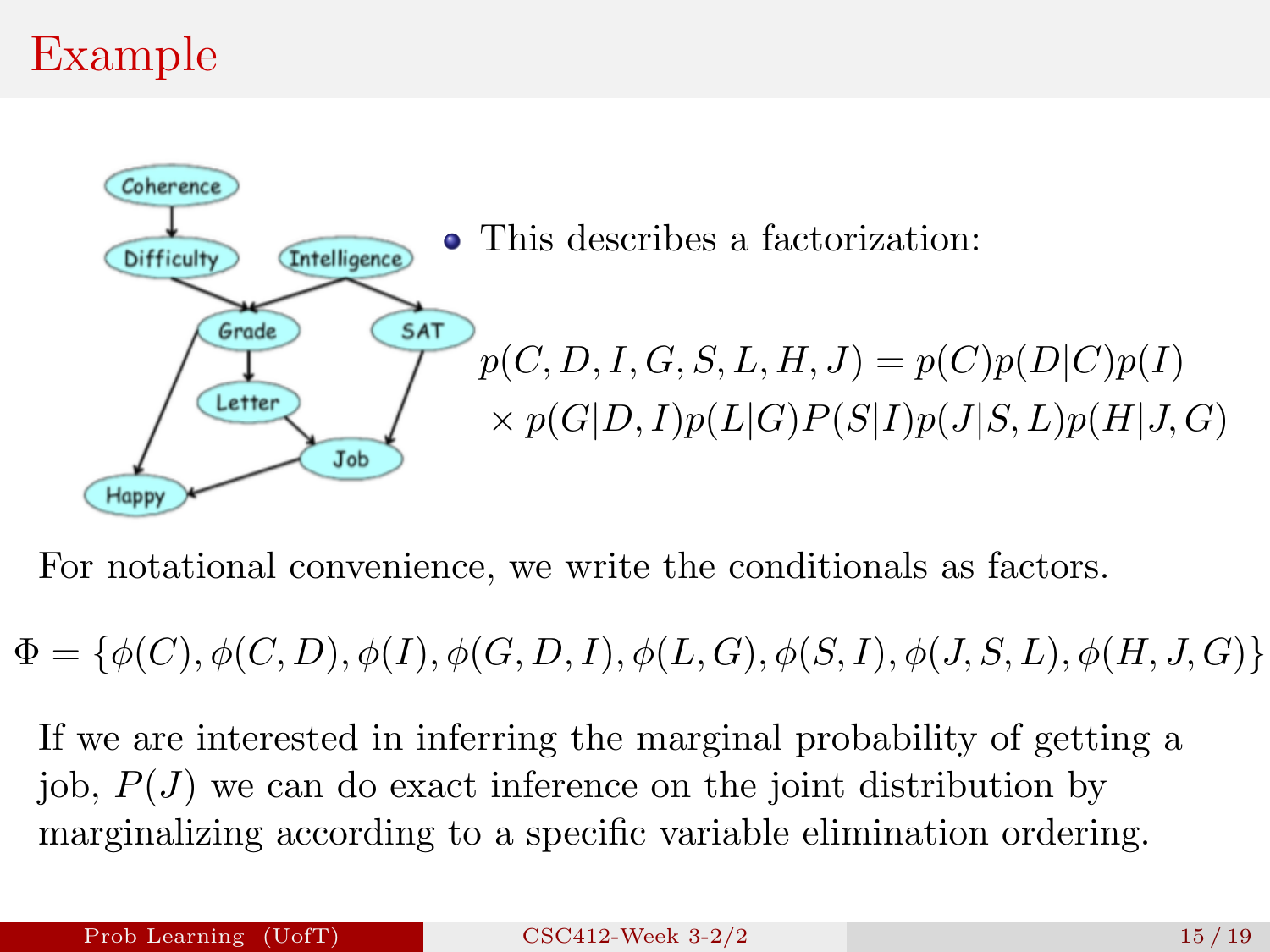# Example

- This describes a factorization:

$$p(C, D, I, G, S, L, H, J) = p(C)p(D|C)p(I) \times p(G|D, I)p(L|G)P(S|I)p(J|S, L)p(H|J, G)$$

For notational convenience, we write the conditionals as factors.

$$\Phi = \{\phi(C), \phi(C, D), \phi(I), \phi(G, D, I), \phi(L, G), \phi(S, I), \phi(J, S, L), \phi(H, J, G)\}$$

If we are interested in inferring the marginal probability of getting a job, $P(J)$ we can do exact inference on the joint distribution by marginalizing according to a specific variable elimination ordering.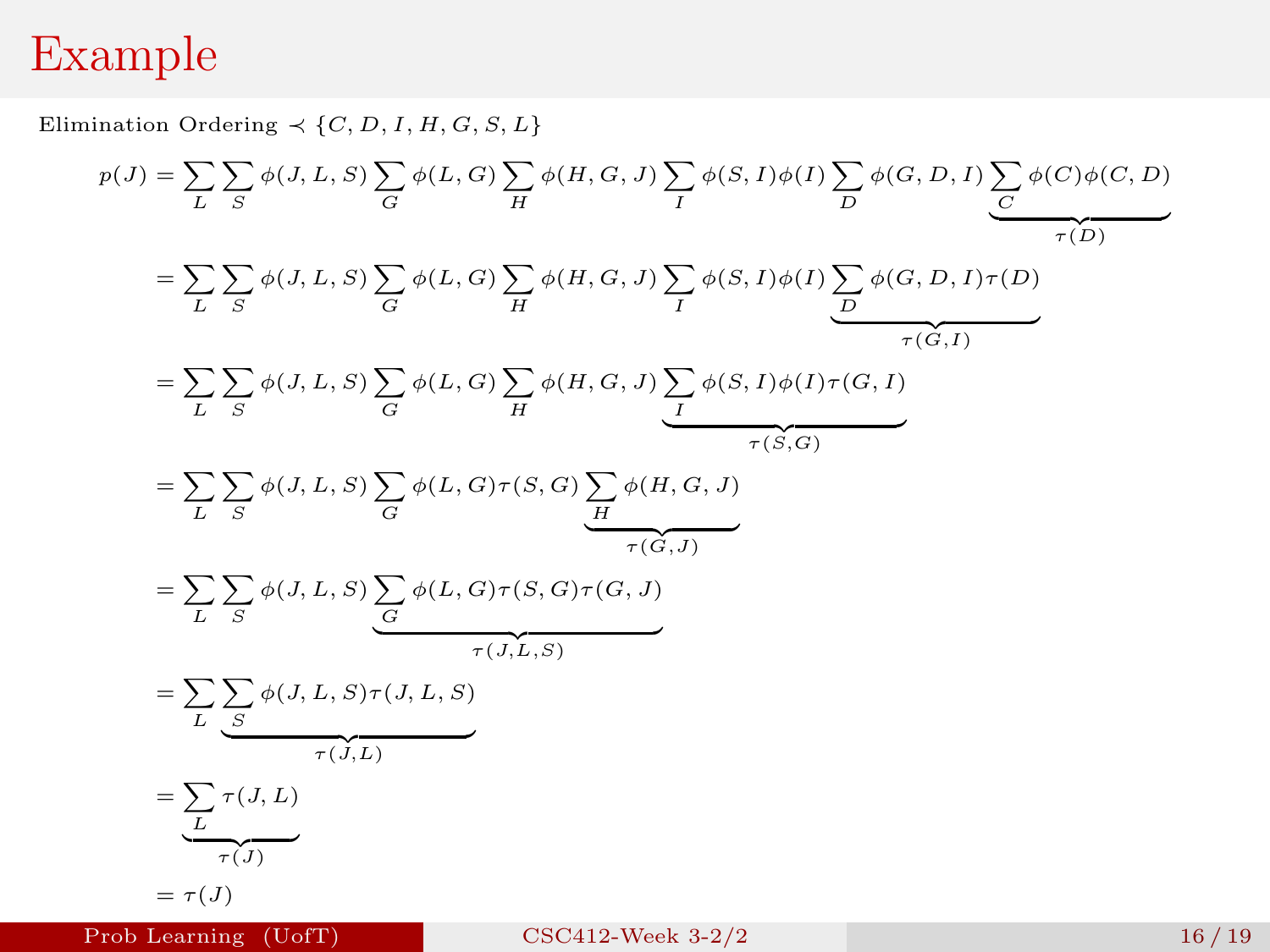# Example

Elimination Ordering $\prec \{C, D, I, H, G, S, L\}$

$$
\begin{aligned}
p(J) &= \sum_L \sum_S \phi(J,L,S) \sum_G \phi(L,G) \sum_H \phi(H,G,J) \sum_I \phi(S,I)\phi(I) \sum_D \phi(G,D,I) \underbrace{\sum_C \phi(C)\phi(C,D)}_{\tau(D)} \\
&= \sum_L \sum_S \phi(J,L,S) \sum_G \phi(L,G) \sum_H \phi(H,G,J) \sum_I \phi(S,I)\phi(I) \underbrace{\sum_D \phi(G,D,I)\tau(D)}_{\tau(G,I)} \\
&= \sum_L \sum_S \phi(J,L,S) \sum_G \phi(L,G) \sum_H \phi(H,G,J) \underbrace{\sum_I \phi(S,I)\phi(I)\tau(G,I)}_{\tau(S,G)} \\
&= \sum_L \sum_S \phi(J,L,S) \sum_G \phi(L,G)\tau(S,G) \underbrace{\sum_H \phi(H,G,J)}_{\tau(G,J)} \\
&= \sum_L \sum_S \phi(J,L,S) \underbrace{\sum_G \phi(L,G)\tau(S,G)\tau(G,J)}_{\tau(J,L,S)} \\
&= \sum_L \underbrace{\sum_S \phi(J,L,S)\tau(J,L,S)}_{\tau(J,L)} \\
&= \underbrace{\sum_L \tau(J,L)}_{\tau(J)} \\
&= \tau(J)
\end{aligned}
$$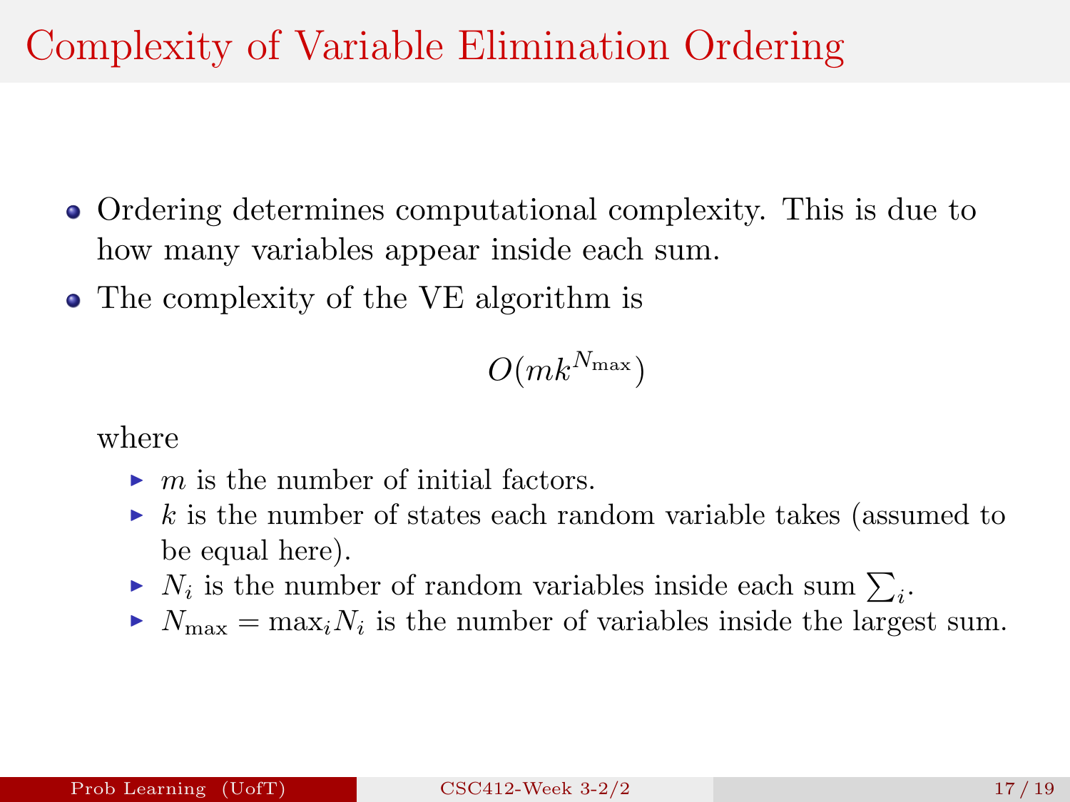# Complexity of Variable Elimination Ordering

- Ordering determines computational complexity. This is due to how many variables appear inside each sum.
- The complexity of the VE algorithm is

$$O(mk^{N_{\max}})$$

  where
  - $m$ is the number of initial factors.
  - $k$ is the number of states each random variable takes (assumed to be equal here).
  - $N_i$ is the number of random variables inside each sum $\sum_i$.
  - $N_{\max} = \max_i N_i$ is the number of variables inside the largest sum.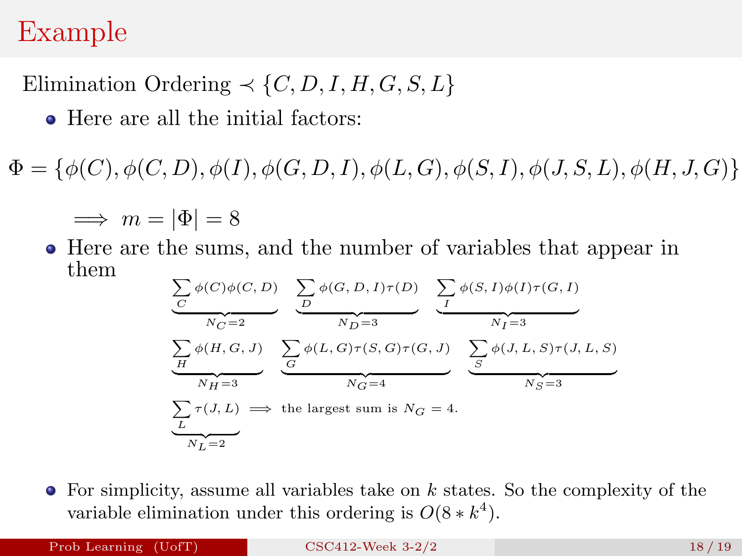# Example

Elimination Ordering $\prec \{C, D, I, H, G, S, L\}$

- Here are all the initial factors:

$$\Phi = \{\phi(C), \phi(C,D), \phi(I), \phi(G,D,I), \phi(L,G), \phi(S,I), \phi(J,S,L), \phi(H,J,G)\}$$

$$\implies m = |\Phi| = 8$$

- Here are the sums, and the number of variables that appear in them

$$\underbrace{\sum_C \phi(C)\phi(C,D)}_{N_C=2} \quad \underbrace{\sum_D \phi(G,D,I)\tau(D)}_{N_D=3} \quad \underbrace{\sum_I \phi(S,I)\phi(I)\tau(G,I)}_{N_I=3}$$

$$\underbrace{\sum_H \phi(H,G,J)}_{N_H=3} \quad \underbrace{\sum_G \phi(L,G)\tau(S,G)\tau(G,J)}_{N_G=4} \quad \underbrace{\sum_S \phi(J,L,S)\tau(J,L,S)}_{N_S=3}$$

$$\underbrace{\sum_L \tau(J,L)}_{N_L=2} \implies \text{the largest sum is } N_G = 4.$$

- For simplicity, assume all variables take on $k$ states. So the complexity of the variable elimination under this ordering is $O(8 * k^4)$.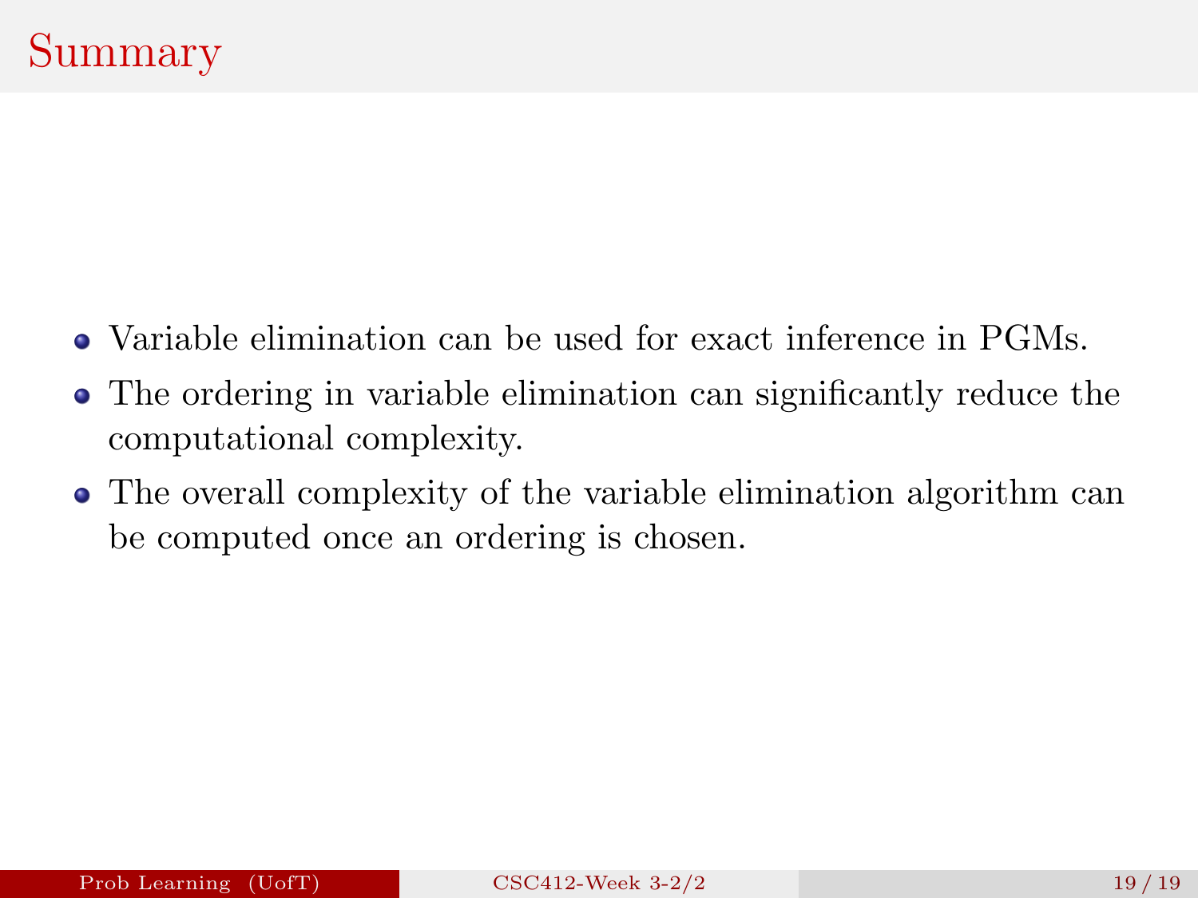# Summary

- Variable elimination can be used for exact inference in PGMs.
- The ordering in variable elimination can significantly reduce the computational complexity.
- The overall complexity of the variable elimination algorithm can be computed once an ordering is chosen.